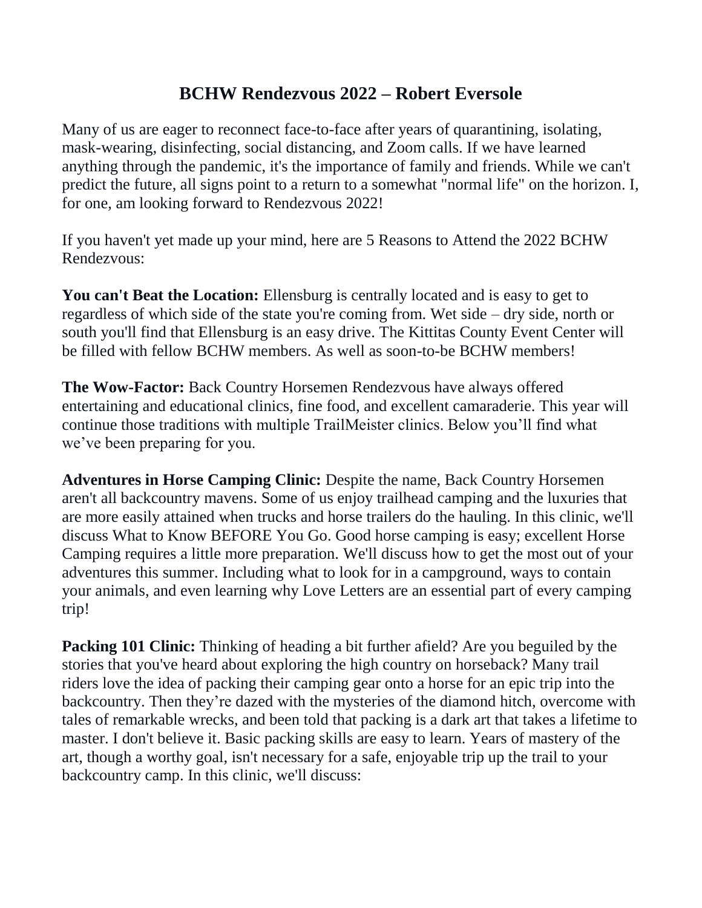# BCHW Rendezvous 2022 – Robert Eversole

Many of us are eager to reconnect face-to-face after years of quarantining, isolating, mask-wearing, disinfecting, social distancing, and Zoom calls. If we have learned anything through the pandemic, it's the importance of family and friends. While we can't predict the future, all signs point to a return to a somewhat "normal life" on the horizon. I, for one, am looking forward to Rendezvous 2022!

If you haven't yet made up your mind, here are 5 Reasons to Attend the 2022 BCHW Rendezvous:

**You can't Beat the Location:** Ellensburg is centrally located and is easy to get to regardless of which side of the state you're coming from. Wet side – dry side, north or south you'll find that Ellensburg is an easy drive. The Kittitas County Event Center will be filled with fellow BCHW members. As well as soon-to-be BCHW members!

**The Wow-Factor:** Back Country Horsemen Rendezvous have always offered entertaining and educational clinics, fine food, and excellent camaraderie. This year will continue those traditions with multiple TrailMeister clinics. Below you'll find what we've been preparing for you.

**Adventures in Horse Camping Clinic:** Despite the name, Back Country Horsemen aren't all backcountry mavens. Some of us enjoy trailhead camping and the luxuries that are more easily attained when trucks and horse trailers do the hauling. In this clinic, we'll discuss What to Know BEFORE You Go. Good horse camping is easy; excellent Horse Camping requires a little more preparation. We'll discuss how to get the most out of your adventures this summer. Including what to look for in a campground, ways to contain your animals, and even learning why Love Letters are an essential part of every camping trip!

**Packing 101 Clinic:** Thinking of heading a bit further afield? Are you beguiled by the stories that you've heard about exploring the high country on horseback? Many trail riders love the idea of packing their camping gear onto a horse for an epic trip into the backcountry. Then they're dazed with the mysteries of the diamond hitch, overcome with tales of remarkable wrecks, and been told that packing is a dark art that takes a lifetime to master. I don't believe it. Basic packing skills are easy to learn. Years of mastery of the art, though a worthy goal, isn't necessary for a safe, enjoyable trip up the trail to your backcountry camp. In this clinic, we'll discuss: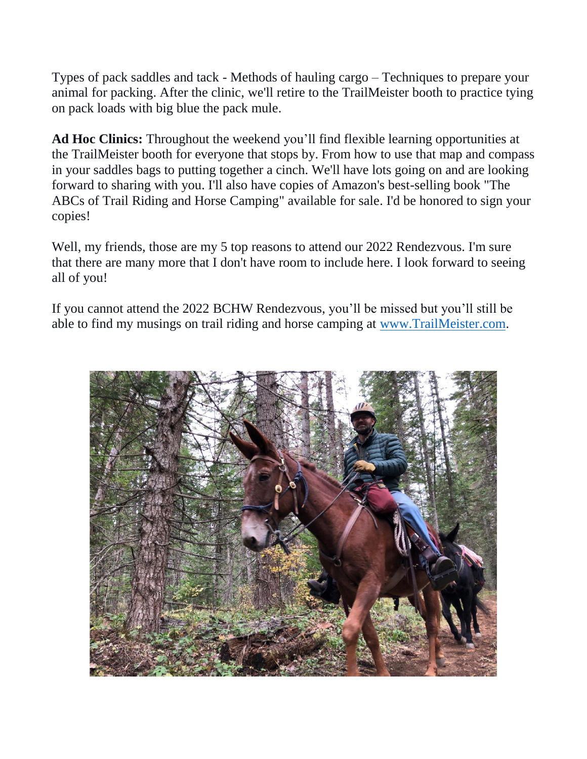Types of pack saddles and tack - Methods of hauling cargo – Techniques to prepare your animal for packing. After the clinic, we'll retire to the TrailMeister booth to practice tying on pack loads with big blue the pack mule.

**Ad Hoc Clinics:** Throughout the weekend you'll find flexible learning opportunities at the TrailMeister booth for everyone that stops by. From how to use that map and compass in your saddles bags to putting together a cinch. We'll have lots going on and are looking forward to sharing with you. I'll also have copies of Amazon's best-selling book "The ABCs of Trail Riding and Horse Camping" available for sale. I'd be honored to sign your copies!

Well, my friends, those are my 5 top reasons to attend our 2022 Rendezvous. I'm sure that there are many more that I don't have room to include here. I look forward to seeing all of you!

If you cannot attend the 2022 BCHW Rendezvous, you'll be missed but you'll still be able to find my musings on trail riding and horse camping at [www.TrailMeister.com](http://www.TrailMeister.com).